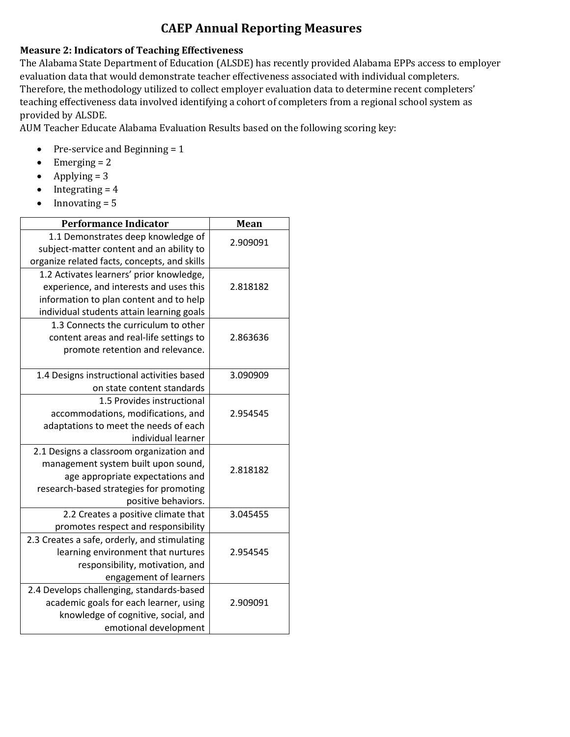# CAEP Annual Reporting Measures

**Measure 2: Indicators of Teaching Effectiveness**

The Alabama State Department of Education (ALSDE) has recently provided Alabama EPPs access to employer evaluation data that would demonstrate teacher effectiveness associated with individual completers. Therefore, the methodology utilized to collect employer evaluation data to determine recent completers' teaching effectiveness data involved identifying a cohort of completers from a regional school system as provided by ALSDE.

AUM Teacher Educate Alabama Evaluation Results based on the following scoring key:

- Pre-service and Beginning = 1
- Emerging = 2
- Applying = 3
- Integrating = 4
- Innovating = 5

| Performance Indicator | Mean |
|---|---|
| 1.1 Demonstrates deep knowledge of subject-matter content and an ability to organize related facts, concepts, and skills | 2.909091 |
| 1.2 Activates learners' prior knowledge, experience, and interests and uses this information to plan content and to help individual students attain learning goals | 2.818182 |
| 1.3 Connects the curriculum to other content areas and real-life settings to promote retention and relevance. | 2.863636 |
| 1.4 Designs instructional activities based on state content standards | 3.090909 |
| 1.5 Provides instructional accommodations, modifications, and adaptations to meet the needs of each individual learner | 2.954545 |
| 2.1 Designs a classroom organization and management system built upon sound, age appropriate expectations and research-based strategies for promoting positive behaviors. | 2.818182 |
| 2.2 Creates a positive climate that promotes respect and responsibility | 3.045455 |
| 2.3 Creates a safe, orderly, and stimulating learning environment that nurtures responsibility, motivation, and engagement of learners | 2.954545 |
| 2.4 Develops challenging, standards-based academic goals for each learner, using knowledge of cognitive, social, and emotional development | 2.909091 |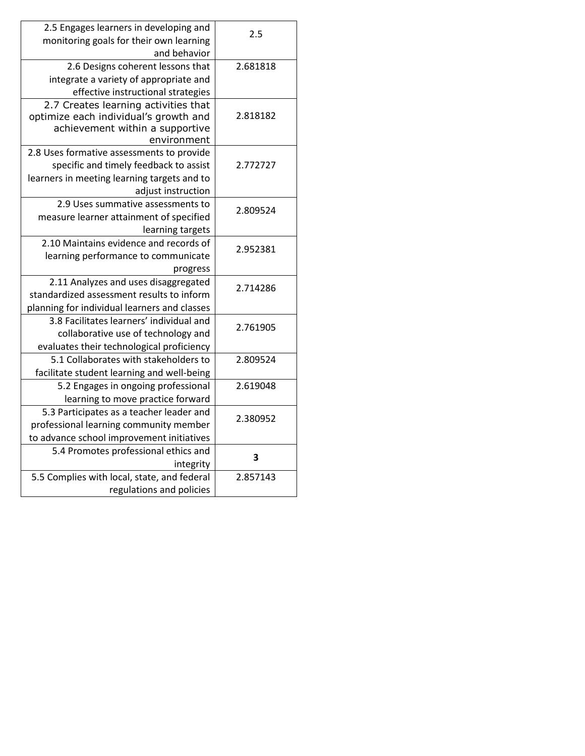| | |
|---|---|
| 2.5 Engages learners in developing and monitoring goals for their own learning and behavior | 2.5 |
| 2.6 Designs coherent lessons that integrate a variety of appropriate and effective instructional strategies | 2.681818 |
| 2.7 Creates learning activities that optimize each individual's growth and achievement within a supportive environment | 2.818182 |
| 2.8 Uses formative assessments to provide specific and timely feedback to assist learners in meeting learning targets and to adjust instruction | 2.772727 |
| 2.9 Uses summative assessments to measure learner attainment of specified learning targets | 2.809524 |
| 2.10 Maintains evidence and records of learning performance to communicate progress | 2.952381 |
| 2.11 Analyzes and uses disaggregated standardized assessment results to inform planning for individual learners and classes | 2.714286 |
| 3.8 Facilitates learners' individual and collaborative use of technology and evaluates their technological proficiency | 2.761905 |
| 5.1 Collaborates with stakeholders to facilitate student learning and well-being | 2.809524 |
| 5.2 Engages in ongoing professional learning to move practice forward | 2.619048 |
| 5.3 Participates as a teacher leader and professional learning community member to advance school improvement initiatives | 2.380952 |
| 5.4 Promotes professional ethics and integrity | **3** |
| 5.5 Complies with local, state, and federal regulations and policies | 2.857143 |